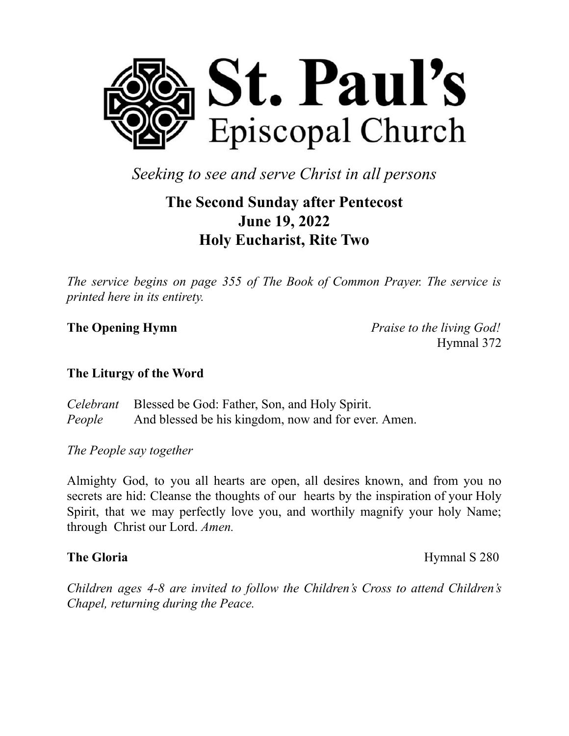# St. Paul's
## Episcopal Church

*Seeking to see and serve Christ in all persons*

**The Second Sunday after Pentecost**
**June 19, 2022**
**Holy Eucharist, Rite Two**

*The service begins on page 355 of The Book of Common Prayer. The service is printed here in its entirety.*

**The Opening Hymn** *Praise to the living God!* Hymnal 372

### The Liturgy of the Word

*Celebrant* Blessed be God: Father, Son, and Holy Spirit.
*People* And blessed be his kingdom, now and for ever. Amen.

*The People say together*

Almighty God, to you all hearts are open, all desires known, and from you no secrets are hid: Cleanse the thoughts of our hearts by the inspiration of your Holy Spirit, that we may perfectly love you, and worthily magnify your holy Name; through Christ our Lord. *Amen.*

**The Gloria** Hymnal S 280

*Children ages 4-8 are invited to follow the Children's Cross to attend Children's Chapel, returning during the Peace.*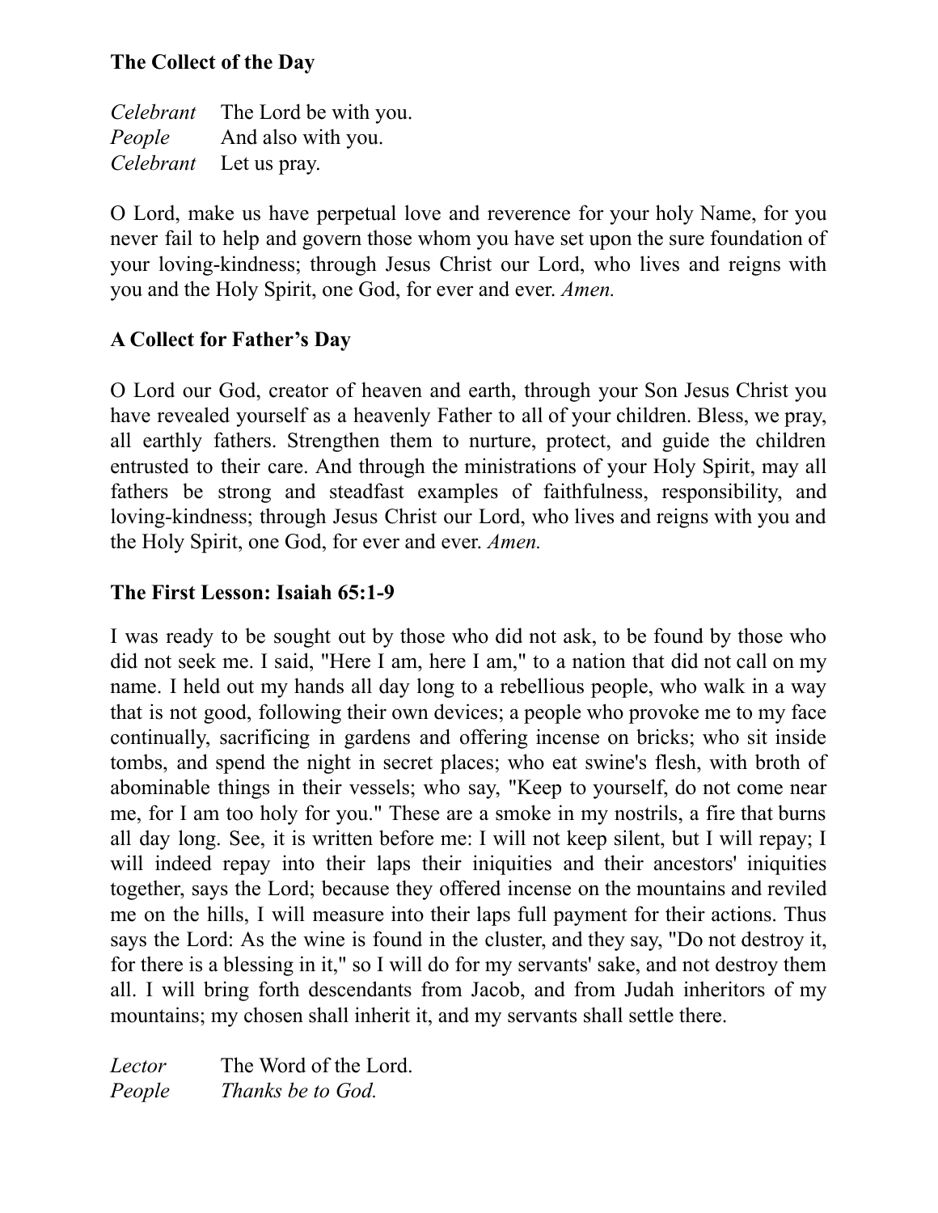**The Collect of the Day**

*Celebrant* The Lord be with you.
*People* And also with you.
*Celebrant* Let us pray.

O Lord, make us have perpetual love and reverence for your holy Name, for you never fail to help and govern those whom you have set upon the sure foundation of your loving-kindness; through Jesus Christ our Lord, who lives and reigns with you and the Holy Spirit, one God, for ever and ever. *Amen.*

**A Collect for Father's Day**

O Lord our God, creator of heaven and earth, through your Son Jesus Christ you have revealed yourself as a heavenly Father to all of your children. Bless, we pray, all earthly fathers. Strengthen them to nurture, protect, and guide the children entrusted to their care. And through the ministrations of your Holy Spirit, may all fathers be strong and steadfast examples of faithfulness, responsibility, and loving-kindness; through Jesus Christ our Lord, who lives and reigns with you and the Holy Spirit, one God, for ever and ever. *Amen.*

**The First Lesson: Isaiah 65:1-9**

I was ready to be sought out by those who did not ask, to be found by those who did not seek me. I said, "Here I am, here I am," to a nation that did not call on my name. I held out my hands all day long to a rebellious people, who walk in a way that is not good, following their own devices; a people who provoke me to my face continually, sacrificing in gardens and offering incense on bricks; who sit inside tombs, and spend the night in secret places; who eat swine's flesh, with broth of abominable things in their vessels; who say, "Keep to yourself, do not come near me, for I am too holy for you." These are a smoke in my nostrils, a fire that burns all day long. See, it is written before me: I will not keep silent, but I will repay; I will indeed repay into their laps their iniquities and their ancestors' iniquities together, says the Lord; because they offered incense on the mountains and reviled me on the hills, I will measure into their laps full payment for their actions. Thus says the Lord: As the wine is found in the cluster, and they say, "Do not destroy it, for there is a blessing in it," so I will do for my servants' sake, and not destroy them all. I will bring forth descendants from Jacob, and from Judah inheritors of my mountains; my chosen shall inherit it, and my servants shall settle there.

*Lector* The Word of the Lord.
*People* *Thanks be to God.*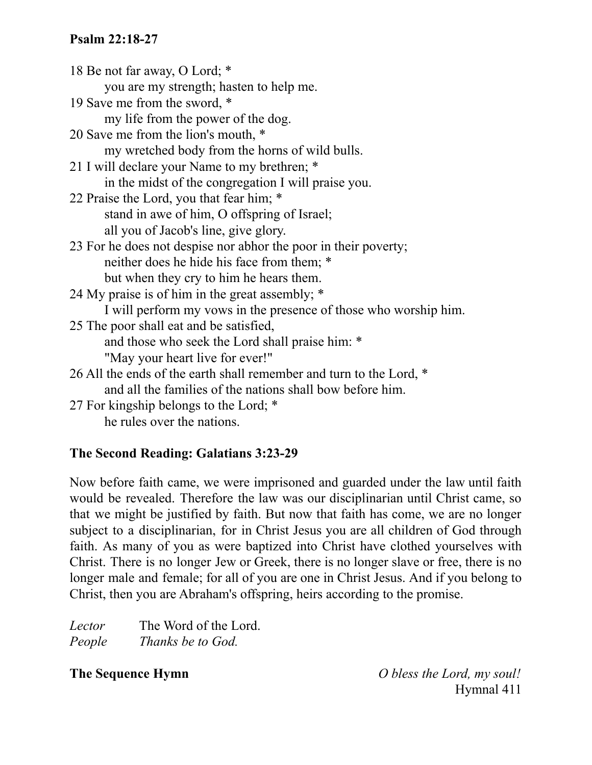**Psalm 22:18-27**

18 Be not far away, O Lord; *
    you are my strength; hasten to help me.
19 Save me from the sword, *
    my life from the power of the dog.
20 Save me from the lion's mouth, *
    my wretched body from the horns of wild bulls.
21 I will declare your Name to my brethren; *
    in the midst of the congregation I will praise you.
22 Praise the Lord, you that fear him; *
    stand in awe of him, O offspring of Israel;
    all you of Jacob's line, give glory.
23 For he does not despise nor abhor the poor in their poverty;
    neither does he hide his face from them; *
    but when they cry to him he hears them.
24 My praise is of him in the great assembly; *
    I will perform my vows in the presence of those who worship him.
25 The poor shall eat and be satisfied,
    and those who seek the Lord shall praise him: *
    "May your heart live for ever!"
26 All the ends of the earth shall remember and turn to the Lord, *
    and all the families of the nations shall bow before him.
27 For kingship belongs to the Lord; *
    he rules over the nations.

**The Second Reading: Galatians 3:23-29**

Now before faith came, we were imprisoned and guarded under the law until faith would be revealed. Therefore the law was our disciplinarian until Christ came, so that we might be justified by faith. But now that faith has come, we are no longer subject to a disciplinarian, for in Christ Jesus you are all children of God through faith. As many of you as were baptized into Christ have clothed yourselves with Christ. There is no longer Jew or Greek, there is no longer slave or free, there is no longer male and female; for all of you are one in Christ Jesus. And if you belong to Christ, then you are Abraham's offspring, heirs according to the promise.

*Lector* The Word of the Lord.
*People* *Thanks be to God.*

**The Sequence Hymn** *O bless the Lord, my soul!*
Hymnal 411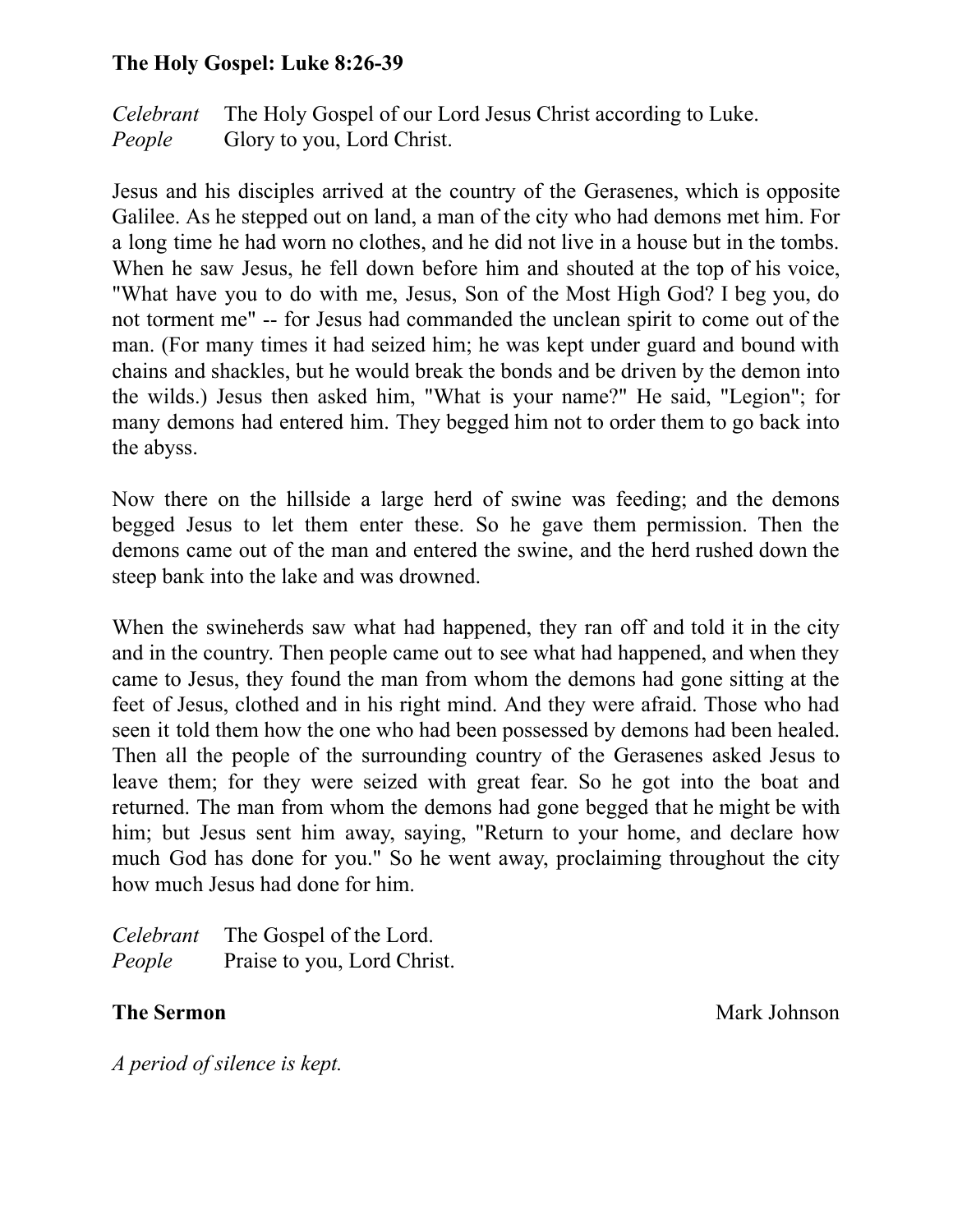**The Holy Gospel: Luke 8:26-39**

*Celebrant* The Holy Gospel of our Lord Jesus Christ according to Luke.
*People* Glory to you, Lord Christ.

Jesus and his disciples arrived at the country of the Gerasenes, which is opposite Galilee. As he stepped out on land, a man of the city who had demons met him. For a long time he had worn no clothes, and he did not live in a house but in the tombs. When he saw Jesus, he fell down before him and shouted at the top of his voice, "What have you to do with me, Jesus, Son of the Most High God? I beg you, do not torment me" -- for Jesus had commanded the unclean spirit to come out of the man. (For many times it had seized him; he was kept under guard and bound with chains and shackles, but he would break the bonds and be driven by the demon into the wilds.) Jesus then asked him, "What is your name?" He said, "Legion"; for many demons had entered him. They begged him not to order them to go back into the abyss.

Now there on the hillside a large herd of swine was feeding; and the demons begged Jesus to let them enter these. So he gave them permission. Then the demons came out of the man and entered the swine, and the herd rushed down the steep bank into the lake and was drowned.

When the swineherds saw what had happened, they ran off and told it in the city and in the country. Then people came out to see what had happened, and when they came to Jesus, they found the man from whom the demons had gone sitting at the feet of Jesus, clothed and in his right mind. And they were afraid. Those who had seen it told them how the one who had been possessed by demons had been healed. Then all the people of the surrounding country of the Gerasenes asked Jesus to leave them; for they were seized with great fear. So he got into the boat and returned. The man from whom the demons had gone begged that he might be with him; but Jesus sent him away, saying, "Return to your home, and declare how much God has done for you." So he went away, proclaiming throughout the city how much Jesus had done for him.

*Celebrant* The Gospel of the Lord.
*People* Praise to you, Lord Christ.

**The Sermon** Mark Johnson

*A period of silence is kept.*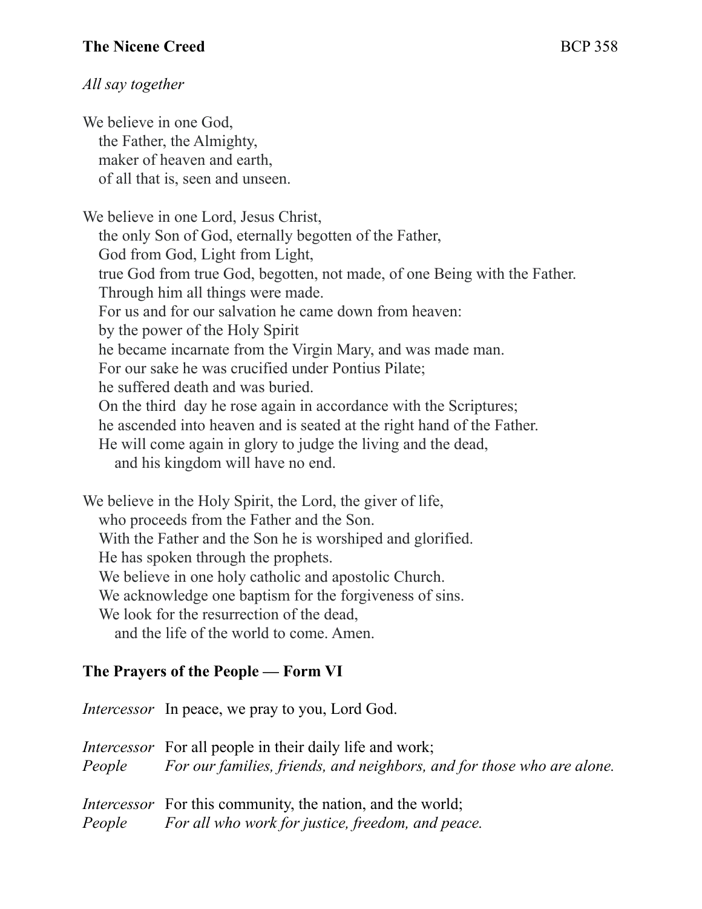## The Nicene Creed BCP 358

*All say together*

We believe in one God,
the Father, the Almighty,
maker of heaven and earth,
of all that is, seen and unseen.

We believe in one Lord, Jesus Christ,
the only Son of God, eternally begotten of the Father,
God from God, Light from Light,
true God from true God, begotten, not made, of one Being with the Father.
Through him all things were made.
For us and for our salvation he came down from heaven:
by the power of the Holy Spirit
he became incarnate from the Virgin Mary, and was made man.
For our sake he was crucified under Pontius Pilate;
he suffered death and was buried.
On the third day he rose again in accordance with the Scriptures;
he ascended into heaven and is seated at the right hand of the Father.
He will come again in glory to judge the living and the dead,
and his kingdom will have no end.

We believe in the Holy Spirit, the Lord, the giver of life,
who proceeds from the Father and the Son.
With the Father and the Son he is worshiped and glorified.
He has spoken through the prophets.
We believe in one holy catholic and apostolic Church.
We acknowledge one baptism for the forgiveness of sins.
We look for the resurrection of the dead,
and the life of the world to come. Amen.

## The Prayers of the People — Form VI

*Intercessor* In peace, we pray to you, Lord God.

*Intercessor* For all people in their daily life and work;
*People* *For our families, friends, and neighbors, and for those who are alone.*

*Intercessor* For this community, the nation, and the world;
*People* *For all who work for justice, freedom, and peace.*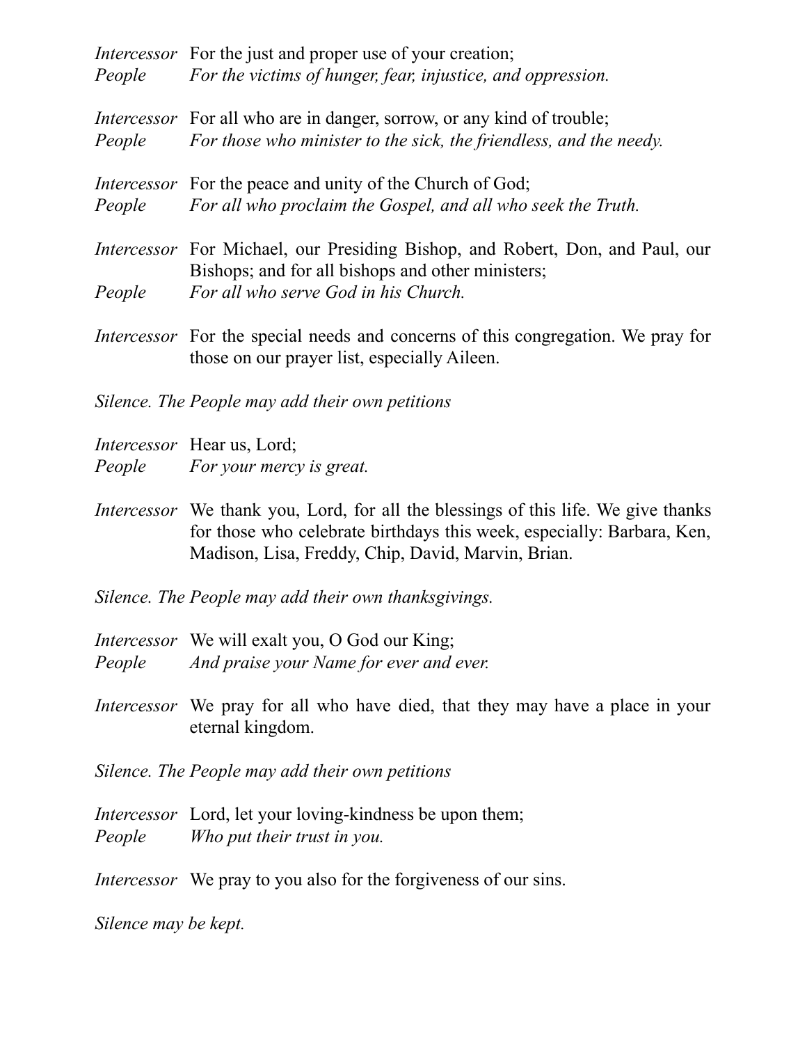*Intercessor* For the just and proper use of your creation;
*People* *For the victims of hunger, fear, injustice, and oppression.*

*Intercessor* For all who are in danger, sorrow, or any kind of trouble;
*People* *For those who minister to the sick, the friendless, and the needy.*

*Intercessor* For the peace and unity of the Church of God;
*People* *For all who proclaim the Gospel, and all who seek the Truth.*

*Intercessor* For Michael, our Presiding Bishop, and Robert, Don, and Paul, our Bishops; and for all bishops and other ministers;
*People* *For all who serve God in his Church.*

*Intercessor* For the special needs and concerns of this congregation. We pray for those on our prayer list, especially Aileen.

*Silence. The People may add their own petitions*

*Intercessor* Hear us, Lord;
*People* *For your mercy is great.*

*Intercessor* We thank you, Lord, for all the blessings of this life. We give thanks for those who celebrate birthdays this week, especially: Barbara, Ken, Madison, Lisa, Freddy, Chip, David, Marvin, Brian.

*Silence. The People may add their own thanksgivings.*

*Intercessor* We will exalt you, O God our King;
*People* *And praise your Name for ever and ever.*

*Intercessor* We pray for all who have died, that they may have a place in your eternal kingdom.

*Silence. The People may add their own petitions*

*Intercessor* Lord, let your loving-kindness be upon them;
*People* *Who put their trust in you.*

*Intercessor* We pray to you also for the forgiveness of our sins.

*Silence may be kept.*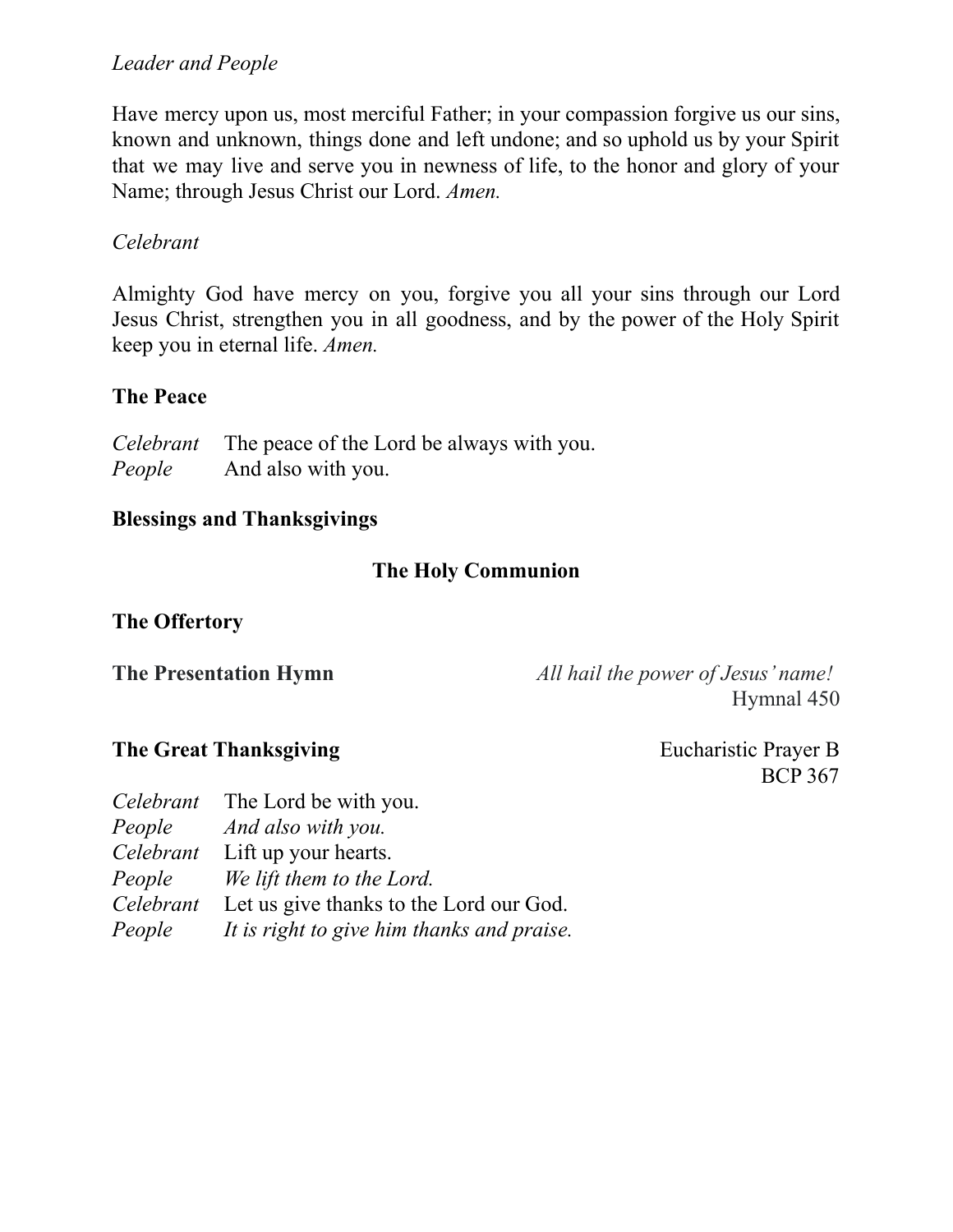*Leader and People*

Have mercy upon us, most merciful Father; in your compassion forgive us our sins, known and unknown, things done and left undone; and so uphold us by your Spirit that we may live and serve you in newness of life, to the honor and glory of your Name; through Jesus Christ our Lord. *Amen.*

*Celebrant*

Almighty God have mercy on you, forgive you all your sins through our Lord Jesus Christ, strengthen you in all goodness, and by the power of the Holy Spirit keep you in eternal life. *Amen.*

**The Peace**

*Celebrant* The peace of the Lord be always with you.
*People* And also with you.

**Blessings and Thanksgivings**

## The Holy Communion

**The Offertory**

**The Presentation Hymn** *All hail the power of Jesus' name!*
Hymnal 450

**The Great Thanksgiving** Eucharistic Prayer B
BCP 367

*Celebrant* The Lord be with you.
*People* *And also with you.*
*Celebrant* Lift up your hearts.
*People* *We lift them to the Lord.*
*Celebrant* Let us give thanks to the Lord our God.
*People* *It is right to give him thanks and praise.*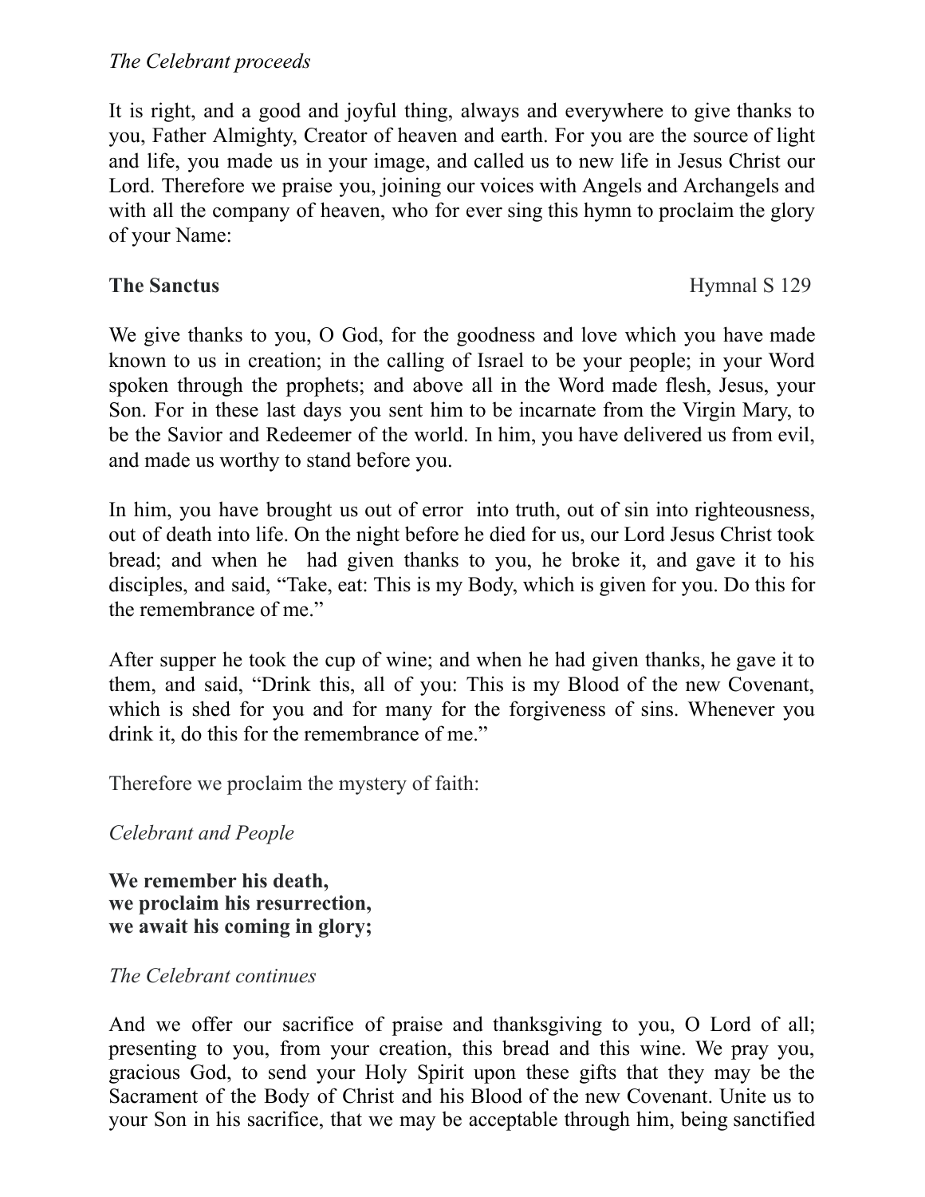*The Celebrant proceeds*

It is right, and a good and joyful thing, always and everywhere to give thanks to you, Father Almighty, Creator of heaven and earth. For you are the source of light and life, you made us in your image, and called us to new life in Jesus Christ our Lord. Therefore we praise you, joining our voices with Angels and Archangels and with all the company of heaven, who for ever sing this hymn to proclaim the glory of your Name:

**The Sanctus** Hymnal S 129

We give thanks to you, O God, for the goodness and love which you have made known to us in creation; in the calling of Israel to be your people; in your Word spoken through the prophets; and above all in the Word made flesh, Jesus, your Son. For in these last days you sent him to be incarnate from the Virgin Mary, to be the Savior and Redeemer of the world. In him, you have delivered us from evil, and made us worthy to stand before you.

In him, you have brought us out of error into truth, out of sin into righteousness, out of death into life. On the night before he died for us, our Lord Jesus Christ took bread; and when he had given thanks to you, he broke it, and gave it to his disciples, and said, "Take, eat: This is my Body, which is given for you. Do this for the remembrance of me."

After supper he took the cup of wine; and when he had given thanks, he gave it to them, and said, "Drink this, all of you: This is my Blood of the new Covenant, which is shed for you and for many for the forgiveness of sins. Whenever you drink it, do this for the remembrance of me."

Therefore we proclaim the mystery of faith:

*Celebrant and People*

**We remember his death,**
**we proclaim his resurrection,**
**we await his coming in glory;**

*The Celebrant continues*

And we offer our sacrifice of praise and thanksgiving to you, O Lord of all; presenting to you, from your creation, this bread and this wine. We pray you, gracious God, to send your Holy Spirit upon these gifts that they may be the Sacrament of the Body of Christ and his Blood of the new Covenant. Unite us to your Son in his sacrifice, that we may be acceptable through him, being sanctified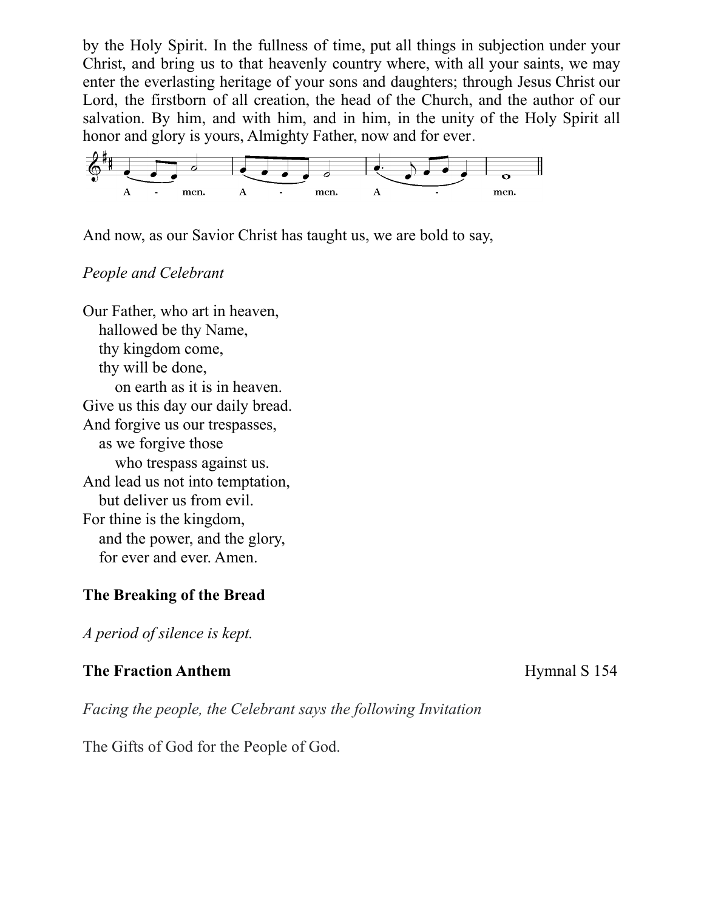by the Holy Spirit. In the fullness of time, put all things in subjection under your Christ, and bring us to that heavenly country where, with all your saints, we may enter the everlasting heritage of your sons and daughters; through Jesus Christ our Lord, the firstborn of all creation, the head of the Church, and the author of our salvation. By him, and with him, and in him, in the unity of the Holy Spirit all honor and glory is yours, Almighty Father, now and for ever.

A - men. A - men. A - men.

And now, as our Savior Christ has taught us, we are bold to say,

*People and Celebrant*

Our Father, who art in heaven,
hallowed be thy Name,
thy kingdom come,
thy will be done,
on earth as it is in heaven.
Give us this day our daily bread.
And forgive us our trespasses,
as we forgive those
who trespass against us.
And lead us not into temptation,
but deliver us from evil.
For thine is the kingdom,
and the power, and the glory,
for ever and ever. Amen.

**The Breaking of the Bread**

*A period of silence is kept.*

**The Fraction Anthem** Hymnal S 154

*Facing the people, the Celebrant says the following Invitation*

The Gifts of God for the People of God.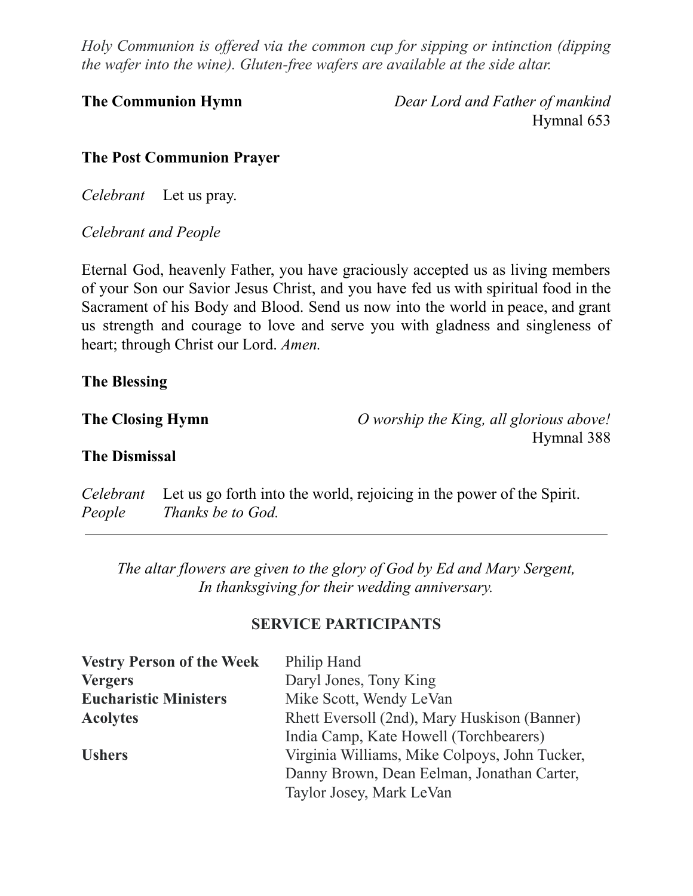*Holy Communion is offered via the common cup for sipping or intinction (dipping the wafer into the wine). Gluten-free wafers are available at the side altar.*

**The Communion Hymn** *Dear Lord and Father of mankind*
Hymnal 653

**The Post Communion Prayer**

*Celebrant* Let us pray.

*Celebrant and People*

Eternal God, heavenly Father, you have graciously accepted us as living members of your Son our Savior Jesus Christ, and you have fed us with spiritual food in the Sacrament of his Body and Blood. Send us now into the world in peace, and grant us strength and courage to love and serve you with gladness and singleness of heart; through Christ our Lord. *Amen.*

**The Blessing**

**The Closing Hymn** *O worship the King, all glorious above!*
Hymnal 388

**The Dismissal**

*Celebrant* Let us go forth into the world, rejoicing in the power of the Spirit.
*People* *Thanks be to God.*

---

*The altar flowers are given to the glory of God by Ed and Mary Sergent,*
*In thanksgiving for their wedding anniversary.*

## SERVICE PARTICIPANTS

**Vestry Person of the Week** Philip Hand
**Vergers** Daryl Jones, Tony King
**Eucharistic Ministers** Mike Scott, Wendy LeVan
**Acolytes** Rhett Eversoll (2nd), Mary Huskison (Banner)
India Camp, Kate Howell (Torchbearers)
**Ushers** Virginia Williams, Mike Colpoys, John Tucker, Danny Brown, Dean Eelman, Jonathan Carter, Taylor Josey, Mark LeVan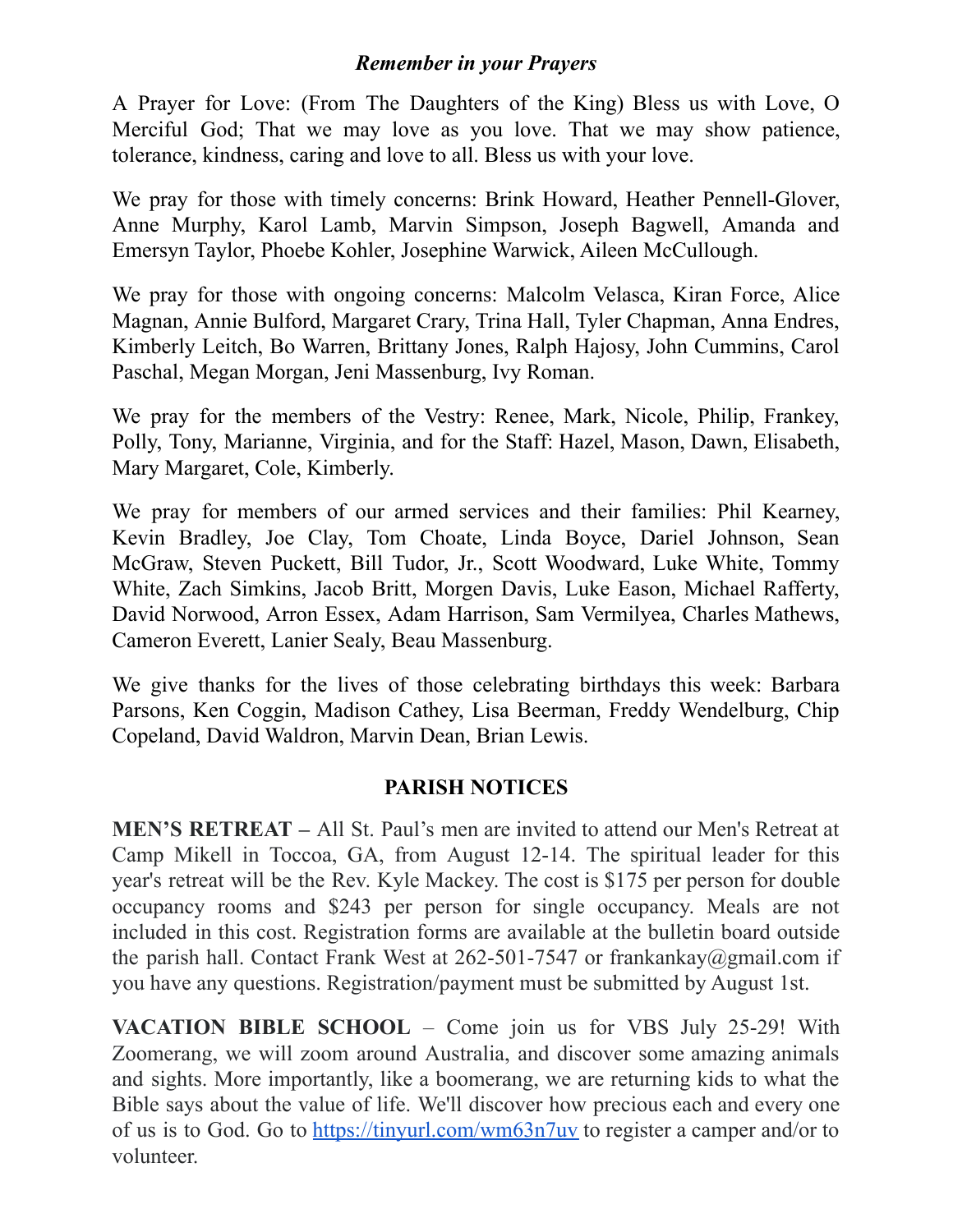### *Remember in your Prayers*

A Prayer for Love: (From The Daughters of the King) Bless us with Love, O Merciful God; That we may love as you love. That we may show patience, tolerance, kindness, caring and love to all. Bless us with your love.

We pray for those with timely concerns: Brink Howard, Heather Pennell-Glover, Anne Murphy, Karol Lamb, Marvin Simpson, Joseph Bagwell, Amanda and Emersyn Taylor, Phoebe Kohler, Josephine Warwick, Aileen McCullough.

We pray for those with ongoing concerns: Malcolm Velasca, Kiran Force, Alice Magnan, Annie Bulford, Margaret Crary, Trina Hall, Tyler Chapman, Anna Endres, Kimberly Leitch, Bo Warren, Brittany Jones, Ralph Hajosy, John Cummins, Carol Paschal, Megan Morgan, Jeni Massenburg, Ivy Roman.

We pray for the members of the Vestry: Renee, Mark, Nicole, Philip, Frankey, Polly, Tony, Marianne, Virginia, and for the Staff: Hazel, Mason, Dawn, Elisabeth, Mary Margaret, Cole, Kimberly.

We pray for members of our armed services and their families: Phil Kearney, Kevin Bradley, Joe Clay, Tom Choate, Linda Boyce, Dariel Johnson, Sean McGraw, Steven Puckett, Bill Tudor, Jr., Scott Woodward, Luke White, Tommy White, Zach Simkins, Jacob Britt, Morgen Davis, Luke Eason, Michael Rafferty, David Norwood, Arron Essex, Adam Harrison, Sam Vermilyea, Charles Mathews, Cameron Everett, Lanier Sealy, Beau Massenburg.

We give thanks for the lives of those celebrating birthdays this week: Barbara Parsons, Ken Coggin, Madison Cathey, Lisa Beerman, Freddy Wendelburg, Chip Copeland, David Waldron, Marvin Dean, Brian Lewis.

## PARISH NOTICES

**MEN'S RETREAT –** All St. Paul's men are invited to attend our Men's Retreat at Camp Mikell in Toccoa, GA, from August 12-14. The spiritual leader for this year's retreat will be the Rev. Kyle Mackey. The cost is $175 per person for double occupancy rooms and $243 per person for single occupancy. Meals are not included in this cost. Registration forms are available at the bulletin board outside the parish hall. Contact Frank West at 262-501-7547 or frankankay@gmail.com if you have any questions. Registration/payment must be submitted by August 1st.

**VACATION BIBLE SCHOOL** – Come join us for VBS July 25-29! With Zoomerang, we will zoom around Australia, and discover some amazing animals and sights. More importantly, like a boomerang, we are returning kids to what the Bible says about the value of life. We'll discover how precious each and every one of us is to God. Go to [https://tinyurl.com/wm63n7uv](https://tinyurl.com/wm63n7uv) to register a camper and/or to volunteer.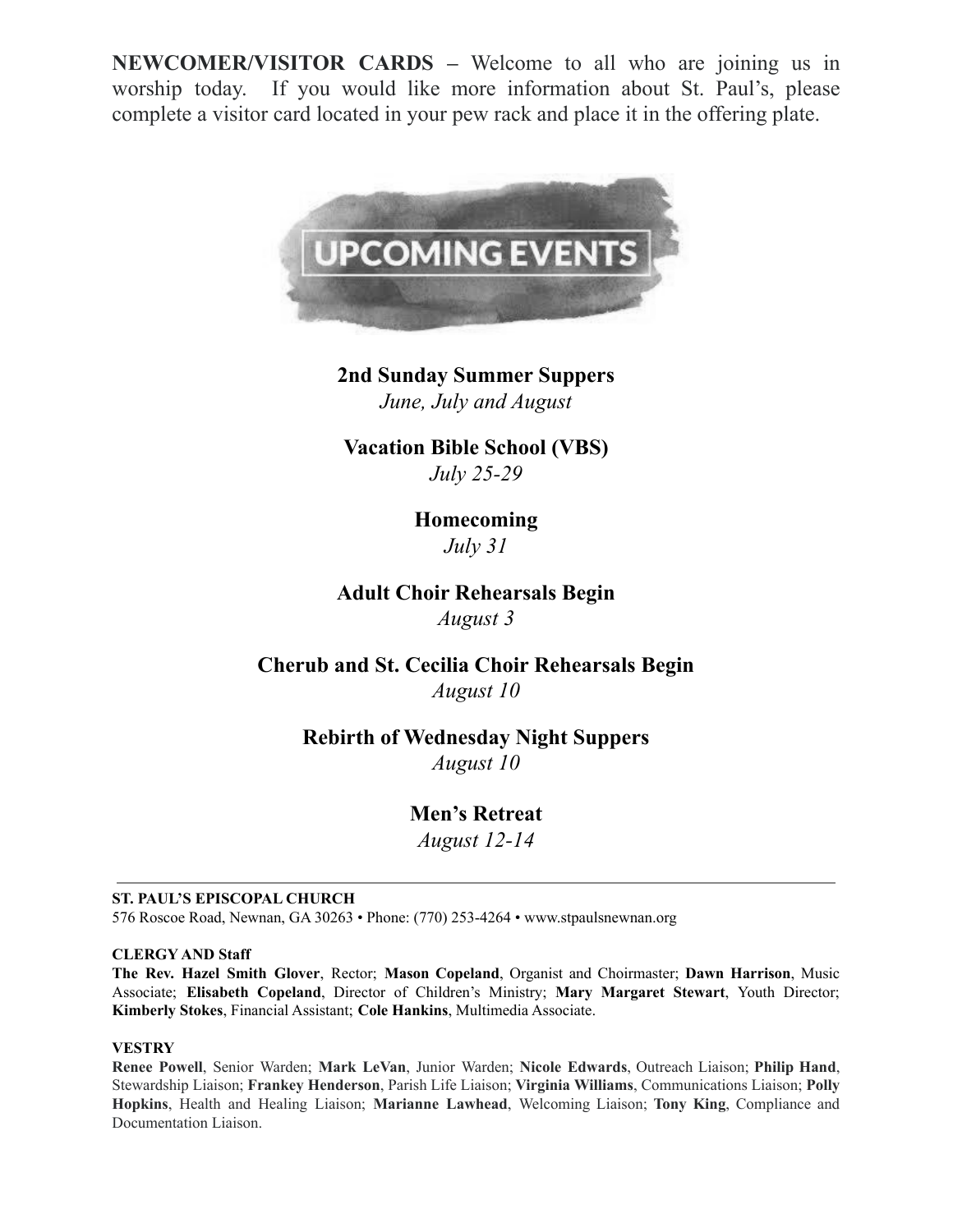**NEWCOMER/VISITOR CARDS –** Welcome to all who are joining us in worship today. If you would like more information about St. Paul's, please complete a visitor card located in your pew rack and place it in the offering plate.

## UPCOMING EVENTS

**2nd Sunday Summer Suppers**
*June, July and August*

**Vacation Bible School (VBS)**
*July 25-29*

**Homecoming**
*July 31*

**Adult Choir Rehearsals Begin**
*August 3*

**Cherub and St. Cecilia Choir Rehearsals Begin**
*August 10*

**Rebirth of Wednesday Night Suppers**
*August 10*

**Men's Retreat**
*August 12-14*

---

**ST. PAUL'S EPISCOPAL CHURCH**
576 Roscoe Road, Newnan, GA 30263 • Phone: (770) 253-4264 • www.stpaulsnewnan.org

**CLERGY AND Staff**
**The Rev. Hazel Smith Glover**, Rector; **Mason Copeland**, Organist and Choirmaster; **Dawn Harrison**, Music Associate; **Elisabeth Copeland**, Director of Children's Ministry; **Mary Margaret Stewart**, Youth Director; **Kimberly Stokes**, Financial Assistant; **Cole Hankins**, Multimedia Associate.

**VESTRY**
**Renee Powell**, Senior Warden; **Mark LeVan**, Junior Warden; **Nicole Edwards**, Outreach Liaison; **Philip Hand**, Stewardship Liaison; **Frankey Henderson**, Parish Life Liaison; **Virginia Williams**, Communications Liaison; **Polly Hopkins**, Health and Healing Liaison; **Marianne Lawhead**, Welcoming Liaison; **Tony King**, Compliance and Documentation Liaison.